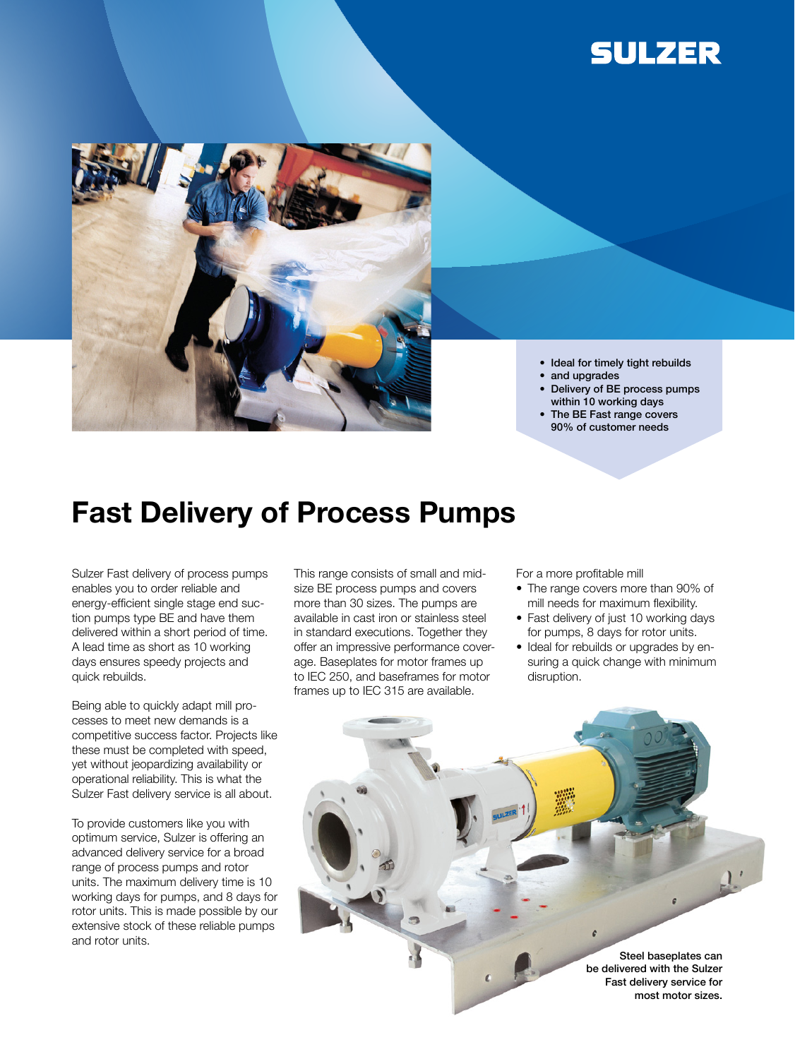SULZER

- Ideal for timely tight rebuilds
- and upgrades
- Delivery of BE process pumps within 10 working days
- The BE Fast range covers 90% of customer needs

# Fast Delivery of Process Pumps

Sulzer Fast delivery of process pumps enables you to order reliable and energy-efficient single stage end suction pumps type BE and have them delivered within a short period of time. A lead time as short as 10 working days ensures speedy projects and quick rebuilds.

Being able to quickly adapt mill processes to meet new demands is a competitive success factor. Projects like these must be completed with speed, yet without jeopardizing availability or operational reliability. This is what the Sulzer Fast delivery service is all about.

To provide customers like you with optimum service, Sulzer is offering an advanced delivery service for a broad range of process pumps and rotor units. The maximum delivery time is 10 working days for pumps, and 8 days for rotor units. This is made possible by our extensive stock of these reliable pumps and rotor units.

This range consists of small and mid-size BE process pumps and covers more than 30 sizes. The pumps are available in cast iron or stainless steel in standard executions. Together they offer an impressive performance coverage. Baseplates for motor frames up to IEC 250, and baseframes for motor frames up to IEC 315 are available.

For a more profitable mill

- The range covers more than 90% of mill needs for maximum flexibility.
- Fast delivery of just 10 working days for pumps, 8 days for rotor units.
- Ideal for rebuilds or upgrades by ensuring a quick change with minimum disruption.

**Steel baseplates can be delivered with the Sulzer Fast delivery service for most motor sizes.**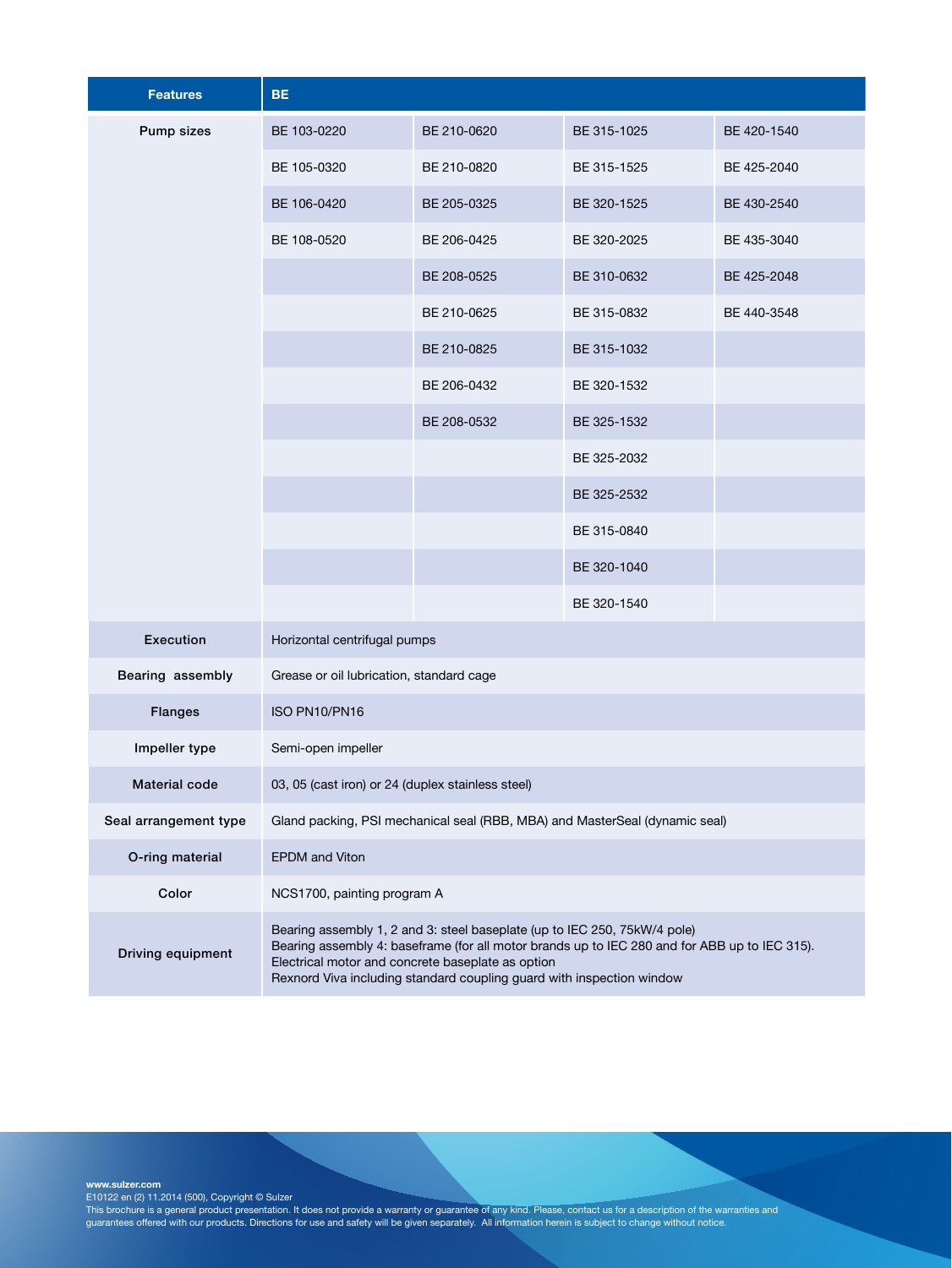| Features | BE | | | |
|---|---|---|---|---|
| Pump sizes | BE 103-0220 | BE 210-0620 | BE 315-1025 | BE 420-1540 |
| | BE 105-0320 | BE 210-0820 | BE 315-1525 | BE 425-2040 |
| | BE 106-0420 | BE 205-0325 | BE 320-1525 | BE 430-2540 |
| | BE 108-0520 | BE 206-0425 | BE 320-2025 | BE 435-3040 |
| | | BE 208-0525 | BE 310-0632 | BE 425-2048 |
| | | BE 210-0625 | BE 315-0832 | BE 440-3548 |
| | | BE 210-0825 | BE 315-1032 | |
| | | BE 206-0432 | BE 320-1532 | |
| | | BE 208-0532 | BE 325-1532 | |
| | | | BE 325-2032 | |
| | | | BE 325-2532 | |
| | | | BE 315-0840 | |
| | | | BE 320-1040 | |
| | | | BE 320-1540 | |
| Execution | Horizontal centrifugal pumps | | | |
| Bearing assembly | Grease or oil lubrication, standard cage | | | |
| Flanges | ISO PN10/PN16 | | | |
| Impeller type | Semi-open impeller | | | |
| Material code | 03, 05 (cast iron) or 24 (duplex stainless steel) | | | |
| Seal arrangement type | Gland packing, PSI mechanical seal (RBB, MBA) and MasterSeal (dynamic seal) | | | |
| O-ring material | EPDM and Viton | | | |
| Color | NCS1700, painting program A | | | |
| Driving equipment | Bearing assembly 1, 2 and 3: steel baseplate (up to IEC 250, 75kW/4 pole)<br>Bearing assembly 4: baseframe (for all motor brands up to IEC 280 and for ABB up to IEC 315).<br>Electrical motor and concrete baseplate as option<br>Rexnord Viva including standard coupling guard with inspection window | | | |

www.sulzer.com
E10122 en (2) 11.2014 (500), Copyright © Sulzer
This brochure is a general product presentation. It does not provide a warranty or guarantee of any kind. Please, contact us for a description of the warranties and guarantees offered with our products. Directions for use and safety will be given separately. All information herein is subject to change without notice.